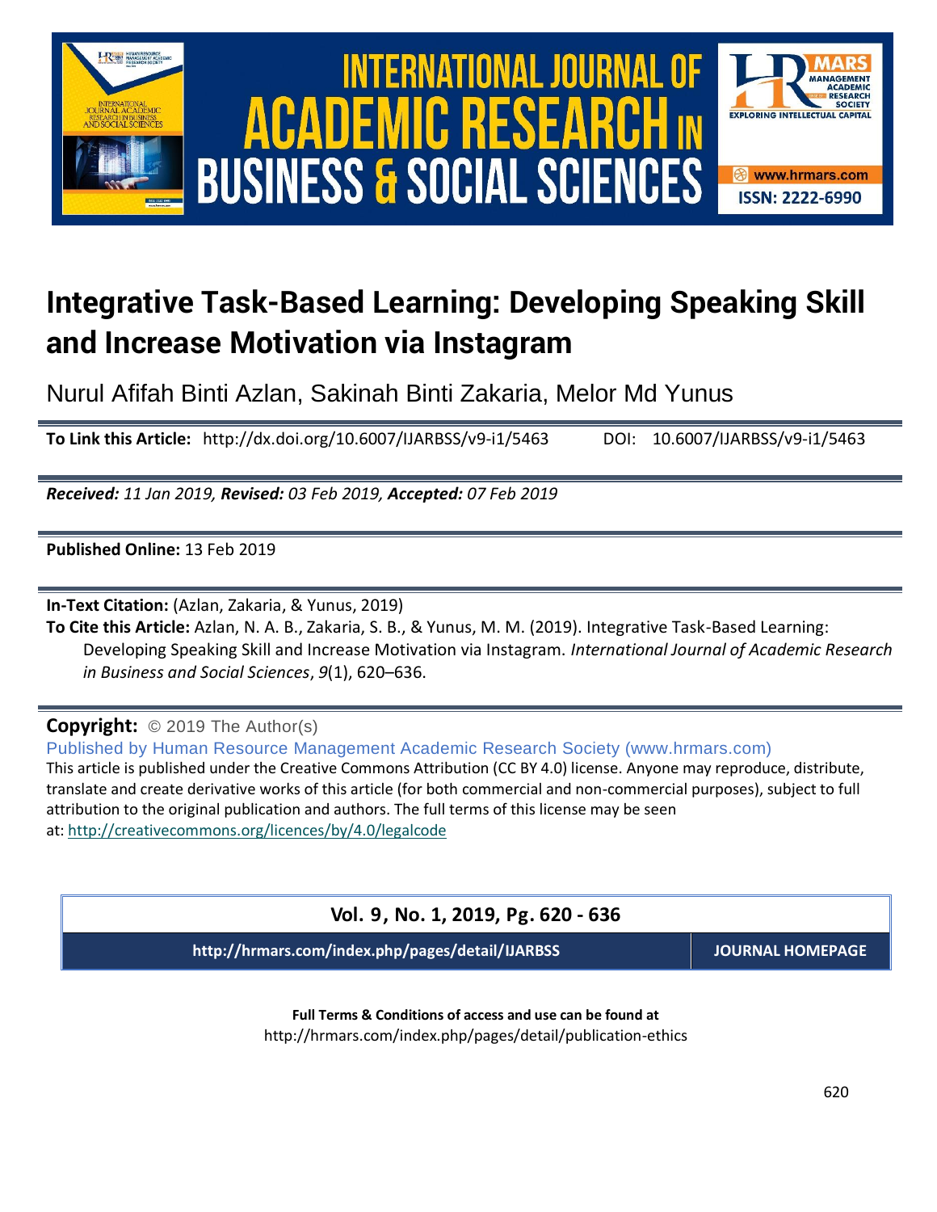# Integrative Task-Based Learning: Developing Speaking Skill and Increase Motivation via Instagram

Nurul Afifah Binti Azlan, Sakinah Binti Zakaria, Melor Md Yunus

**To Link this Article:** http://dx.doi.org/10.6007/IJARBSS/v9-i1/5463 DOI: 10.6007/IJARBSS/v9-i1/5463

***Received:*** *11 Jan 2019,* ***Revised:*** *03 Feb 2019,* ***Accepted:*** *07 Feb 2019*

**Published Online:** 13 Feb 2019

**In-Text Citation:** (Azlan, Zakaria, & Yunus, 2019)

**To Cite this Article:** Azlan, N. A. B., Zakaria, S. B., & Yunus, M. M. (2019). Integrative Task-Based Learning: Developing Speaking Skill and Increase Motivation via Instagram. *International Journal of Academic Research in Business and Social Sciences*, *9*(1), 620–636.

**Copyright:** © 2019 The Author(s)

Published by Human Resource Management Academic Research Society (www.hrmars.com)

This article is published under the Creative Commons Attribution (CC BY 4.0) license. Anyone may reproduce, distribute, translate and create derivative works of this article (for both commercial and non-commercial purposes), subject to full attribution to the original publication and authors. The full terms of this license may be seen at: http://creativecommons.org/licences/by/4.0/legalcode

**Vol. 9, No. 1, 2019, Pg. 620 - 636**

**http://hrmars.com/index.php/pages/detail/IJARBSS** **JOURNAL HOMEPAGE**

**Full Terms & Conditions of access and use can be found at**

http://hrmars.com/index.php/pages/detail/publication-ethics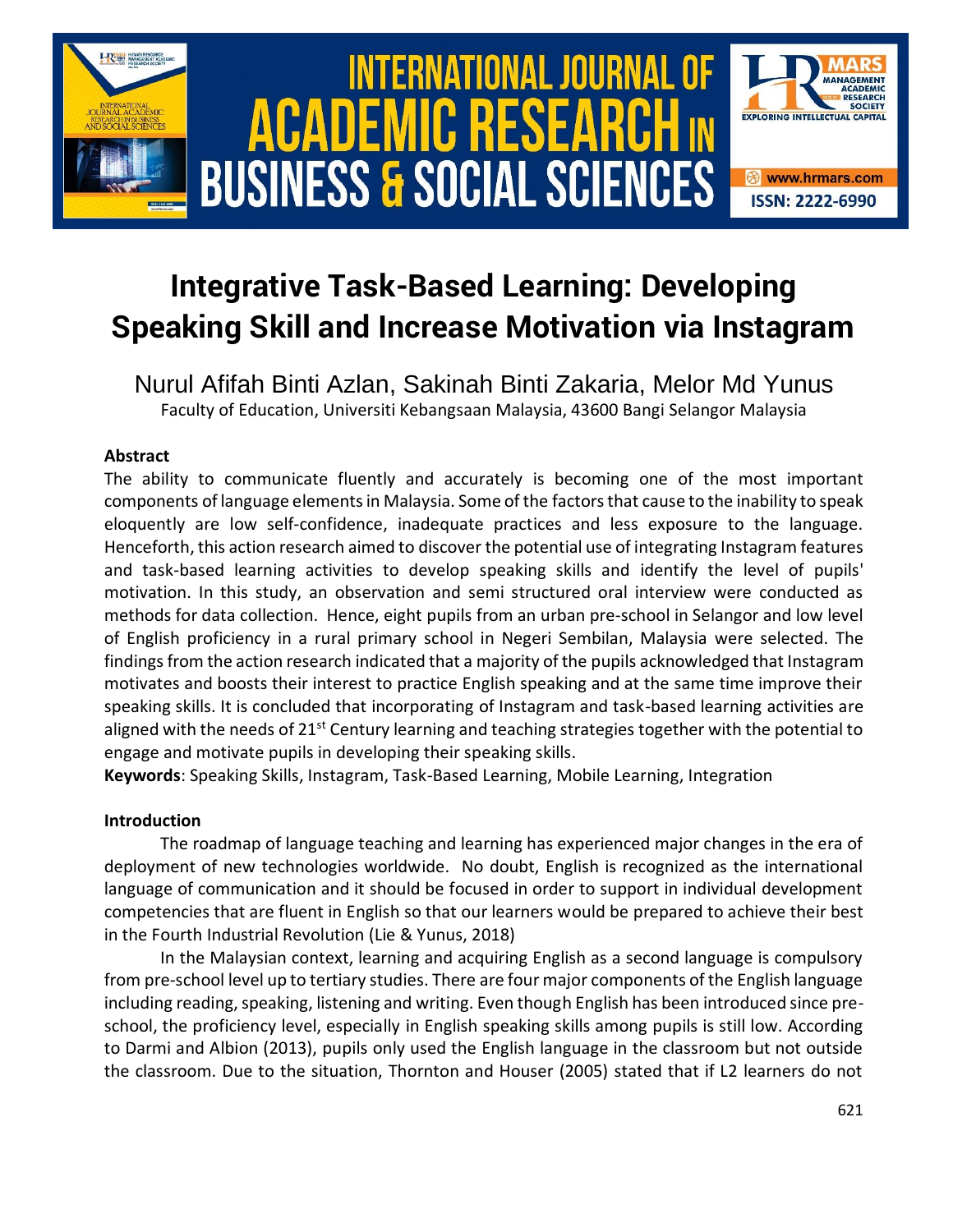# Integrative Task-Based Learning: Developing Speaking Skill and Increase Motivation via Instagram

Nurul Afifah Binti Azlan, Sakinah Binti Zakaria, Melor Md Yunus
Faculty of Education, Universiti Kebangsaan Malaysia, 43600 Bangi Selangor Malaysia

### Abstract

The ability to communicate fluently and accurately is becoming one of the most important components of language elements in Malaysia. Some of the factors that cause to the inability to speak eloquently are low self-confidence, inadequate practices and less exposure to the language. Henceforth, this action research aimed to discover the potential use of integrating Instagram features and task-based learning activities to develop speaking skills and identify the level of pupils' motivation. In this study, an observation and semi structured oral interview were conducted as methods for data collection. Hence, eight pupils from an urban pre-school in Selangor and low level of English proficiency in a rural primary school in Negeri Sembilan, Malaysia were selected. The findings from the action research indicated that a majority of the pupils acknowledged that Instagram motivates and boosts their interest to practice English speaking and at the same time improve their speaking skills. It is concluded that incorporating of Instagram and task-based learning activities are aligned with the needs of 21st Century learning and teaching strategies together with the potential to engage and motivate pupils in developing their speaking skills.

**Keywords**: Speaking Skills, Instagram, Task-Based Learning, Mobile Learning, Integration

### Introduction

The roadmap of language teaching and learning has experienced major changes in the era of deployment of new technologies worldwide. No doubt, English is recognized as the international language of communication and it should be focused in order to support in individual development competencies that are fluent in English so that our learners would be prepared to achieve their best in the Fourth Industrial Revolution (Lie & Yunus, 2018)

In the Malaysian context, learning and acquiring English as a second language is compulsory from pre-school level up to tertiary studies. There are four major components of the English language including reading, speaking, listening and writing. Even though English has been introduced since pre-school, the proficiency level, especially in English speaking skills among pupils is still low. According to Darmi and Albion (2013), pupils only used the English language in the classroom but not outside the classroom. Due to the situation, Thornton and Houser (2005) stated that if L2 learners do not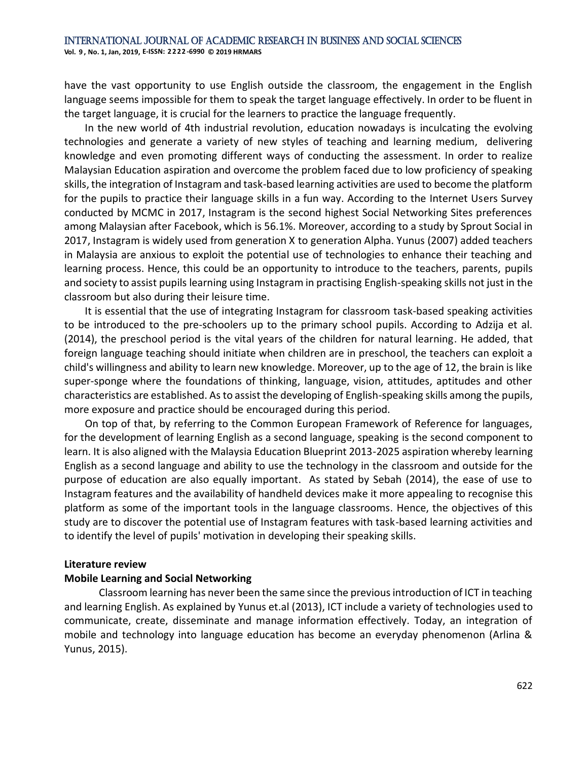have the vast opportunity to use English outside the classroom, the engagement in the English language seems impossible for them to speak the target language effectively. In order to be fluent in the target language, it is crucial for the learners to practice the language frequently.

In the new world of 4th industrial revolution, education nowadays is inculcating the evolving technologies and generate a variety of new styles of teaching and learning medium, delivering knowledge and even promoting different ways of conducting the assessment. In order to realize Malaysian Education aspiration and overcome the problem faced due to low proficiency of speaking skills, the integration of Instagram and task-based learning activities are used to become the platform for the pupils to practice their language skills in a fun way. According to the Internet Users Survey conducted by MCMC in 2017, Instagram is the second highest Social Networking Sites preferences among Malaysian after Facebook, which is 56.1%. Moreover, according to a study by Sprout Social in 2017, Instagram is widely used from generation X to generation Alpha. Yunus (2007) added teachers in Malaysia are anxious to exploit the potential use of technologies to enhance their teaching and learning process. Hence, this could be an opportunity to introduce to the teachers, parents, pupils and society to assist pupils learning using Instagram in practising English-speaking skills not just in the classroom but also during their leisure time.

It is essential that the use of integrating Instagram for classroom task-based speaking activities to be introduced to the pre-schoolers up to the primary school pupils. According to Adzija et al. (2014), the preschool period is the vital years of the children for natural learning. He added, that foreign language teaching should initiate when children are in preschool, the teachers can exploit a child's willingness and ability to learn new knowledge. Moreover, up to the age of 12, the brain is like super-sponge where the foundations of thinking, language, vision, attitudes, aptitudes and other characteristics are established. As to assist the developing of English-speaking skills among the pupils, more exposure and practice should be encouraged during this period.

On top of that, by referring to the Common European Framework of Reference for languages, for the development of learning English as a second language, speaking is the second component to learn. It is also aligned with the Malaysia Education Blueprint 2013-2025 aspiration whereby learning English as a second language and ability to use the technology in the classroom and outside for the purpose of education are also equally important. As stated by Sebah (2014), the ease of use to Instagram features and the availability of handheld devices make it more appealing to recognise this platform as some of the important tools in the language classrooms. Hence, the objectives of this study are to discover the potential use of Instagram features with task-based learning activities and to identify the level of pupils' motivation in developing their speaking skills.

## Literature review

### Mobile Learning and Social Networking

Classroom learning has never been the same since the previous introduction of ICT in teaching and learning English. As explained by Yunus et.al (2013), ICT include a variety of technologies used to communicate, create, disseminate and manage information effectively. Today, an integration of mobile and technology into language education has become an everyday phenomenon (Arlina & Yunus, 2015).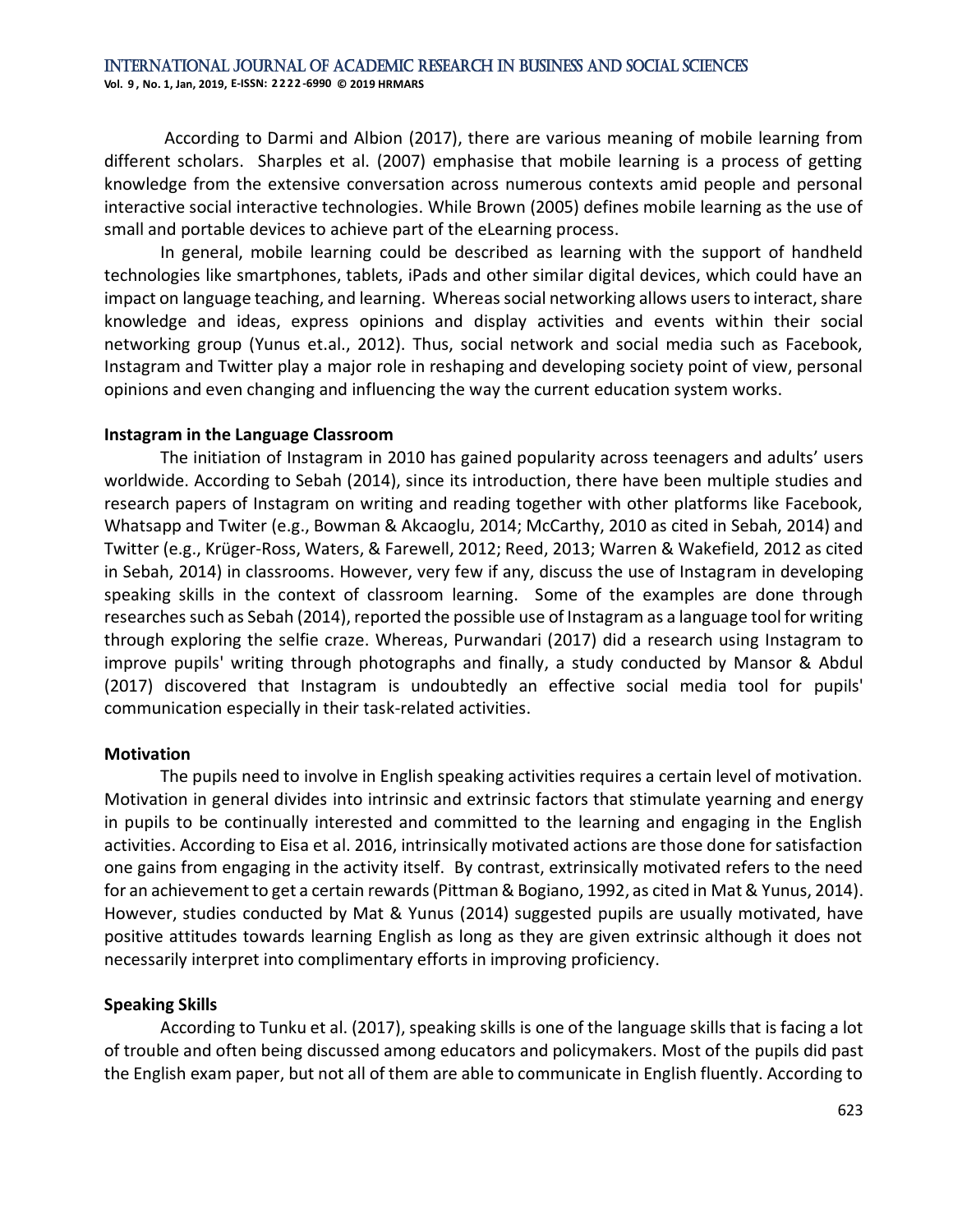According to Darmi and Albion (2017), there are various meaning of mobile learning from different scholars. Sharples et al. (2007) emphasise that mobile learning is a process of getting knowledge from the extensive conversation across numerous contexts amid people and personal interactive social interactive technologies. While Brown (2005) defines mobile learning as the use of small and portable devices to achieve part of the eLearning process.

In general, mobile learning could be described as learning with the support of handheld technologies like smartphones, tablets, iPads and other similar digital devices, which could have an impact on language teaching, and learning. Whereas social networking allows users to interact, share knowledge and ideas, express opinions and display activities and events within their social networking group (Yunus et.al., 2012). Thus, social network and social media such as Facebook, Instagram and Twitter play a major role in reshaping and developing society point of view, personal opinions and even changing and influencing the way the current education system works.

**Instagram in the Language Classroom**

The initiation of Instagram in 2010 has gained popularity across teenagers and adults' users worldwide. According to Sebah (2014), since its introduction, there have been multiple studies and research papers of Instagram on writing and reading together with other platforms like Facebook, Whatsapp and Twiter (e.g., Bowman & Akcaoglu, 2014; McCarthy, 2010 as cited in Sebah, 2014) and Twitter (e.g., Krüger-Ross, Waters, & Farewell, 2012; Reed, 2013; Warren & Wakefield, 2012 as cited in Sebah, 2014) in classrooms. However, very few if any, discuss the use of Instagram in developing speaking skills in the context of classroom learning. Some of the examples are done through researches such as Sebah (2014), reported the possible use of Instagram as a language tool for writing through exploring the selfie craze. Whereas, Purwandari (2017) did a research using Instagram to improve pupils' writing through photographs and finally, a study conducted by Mansor & Abdul (2017) discovered that Instagram is undoubtedly an effective social media tool for pupils' communication especially in their task-related activities.

**Motivation**

The pupils need to involve in English speaking activities requires a certain level of motivation. Motivation in general divides into intrinsic and extrinsic factors that stimulate yearning and energy in pupils to be continually interested and committed to the learning and engaging in the English activities. According to Eisa et al. 2016, intrinsically motivated actions are those done for satisfaction one gains from engaging in the activity itself. By contrast, extrinsically motivated refers to the need for an achievement to get a certain rewards (Pittman & Bogiano, 1992, as cited in Mat & Yunus, 2014). However, studies conducted by Mat & Yunus (2014) suggested pupils are usually motivated, have positive attitudes towards learning English as long as they are given extrinsic although it does not necessarily interpret into complimentary efforts in improving proficiency.

**Speaking Skills**

According to Tunku et al. (2017), speaking skills is one of the language skills that is facing a lot of trouble and often being discussed among educators and policymakers. Most of the pupils did past the English exam paper, but not all of them are able to communicate in English fluently. According to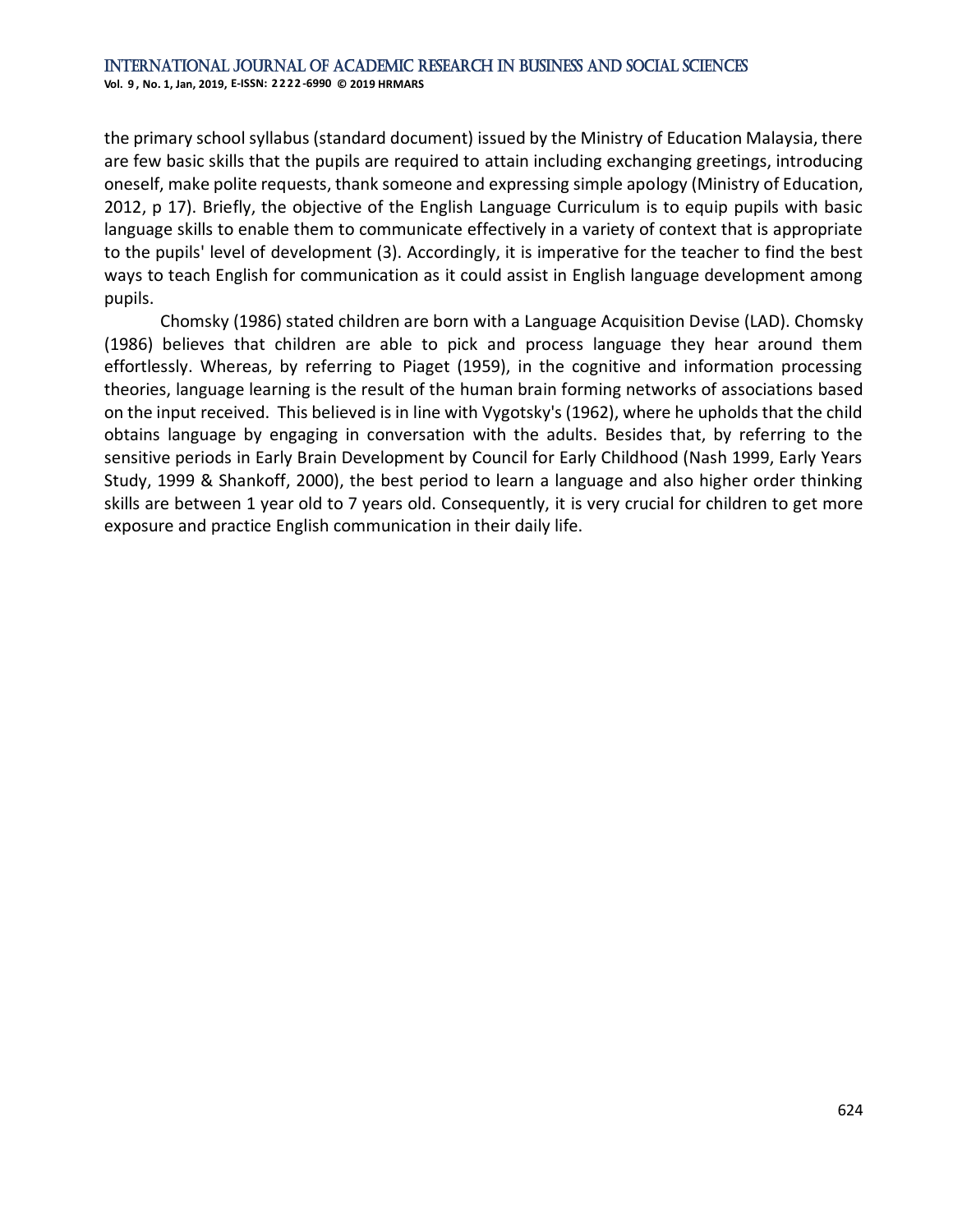the primary school syllabus (standard document) issued by the Ministry of Education Malaysia, there are few basic skills that the pupils are required to attain including exchanging greetings, introducing oneself, make polite requests, thank someone and expressing simple apology (Ministry of Education, 2012, p 17). Briefly, the objective of the English Language Curriculum is to equip pupils with basic language skills to enable them to communicate effectively in a variety of context that is appropriate to the pupils' level of development (3). Accordingly, it is imperative for the teacher to find the best ways to teach English for communication as it could assist in English language development among pupils.

Chomsky (1986) stated children are born with a Language Acquisition Devise (LAD). Chomsky (1986) believes that children are able to pick and process language they hear around them effortlessly. Whereas, by referring to Piaget (1959), in the cognitive and information processing theories, language learning is the result of the human brain forming networks of associations based on the input received. This believed is in line with Vygotsky's (1962), where he upholds that the child obtains language by engaging in conversation with the adults. Besides that, by referring to the sensitive periods in Early Brain Development by Council for Early Childhood (Nash 1999, Early Years Study, 1999 & Shankoff, 2000), the best period to learn a language and also higher order thinking skills are between 1 year old to 7 years old. Consequently, it is very crucial for children to get more exposure and practice English communication in their daily life.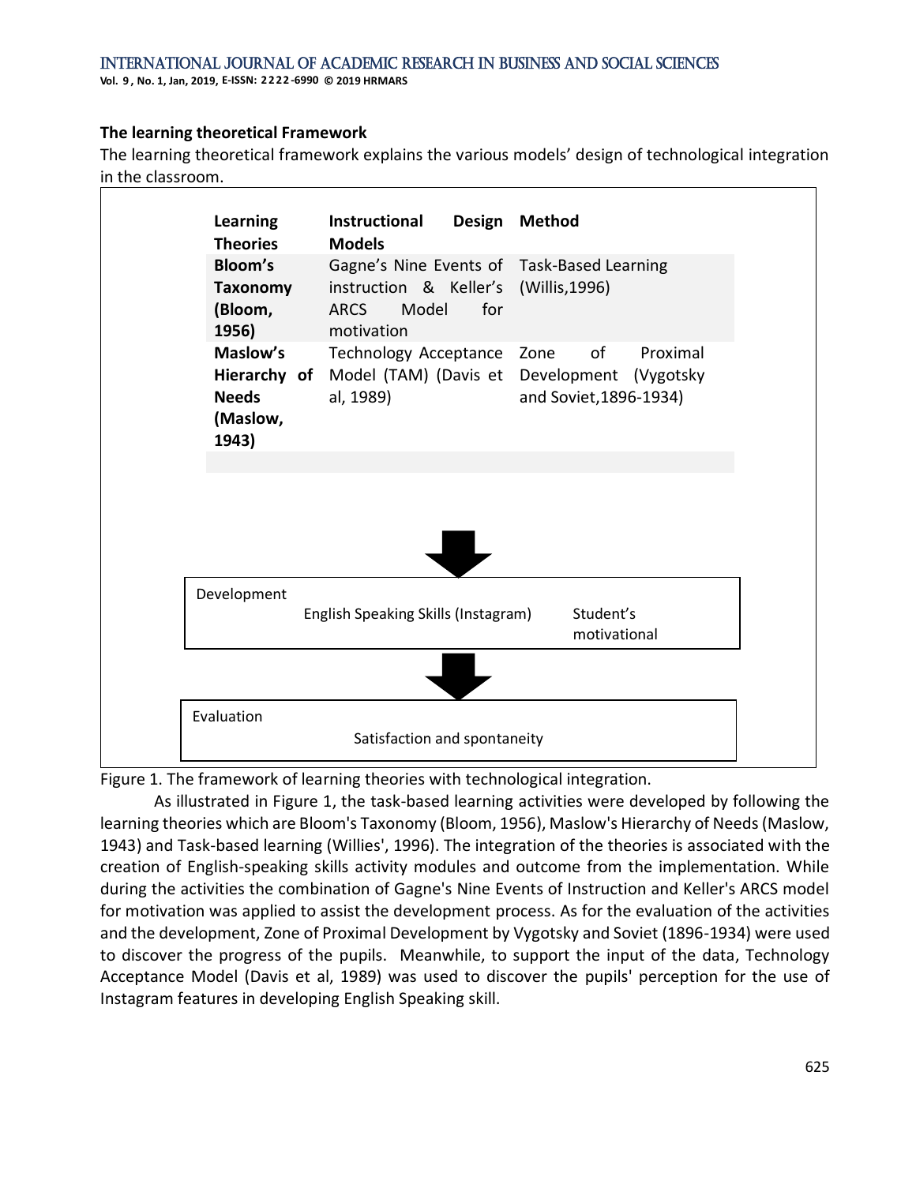**The learning theoretical Framework**

The learning theoretical framework explains the various models' design of technological integration in the classroom.

| Learning Theories | Instructional Design Models | Method |
| --- | --- | --- |
| **Bloom's Taxonomy (Bloom, 1956)** | Gagne's Nine Events of instruction & Keller's ARCS Model for motivation | Task-Based Learning (Willis,1996) |
| **Maslow's Hierarchy of Needs (Maslow, 1943)** | Technology Acceptance Model (TAM) (Davis et al, 1989) | Zone of Proximal Development (Vygotsky and Soviet,1896-1934) |

| Development | | |
| --- | --- | --- |
| | English Speaking Skills (Instagram) | Student's motivational |

| Evaluation |
| --- |
| Satisfaction and spontaneity |

Figure 1. The framework of learning theories with technological integration.

As illustrated in Figure 1, the task-based learning activities were developed by following the learning theories which are Bloom's Taxonomy (Bloom, 1956), Maslow's Hierarchy of Needs (Maslow, 1943) and Task-based learning (Willies', 1996). The integration of the theories is associated with the creation of English-speaking skills activity modules and outcome from the implementation. While during the activities the combination of Gagne's Nine Events of Instruction and Keller's ARCS model for motivation was applied to assist the development process. As for the evaluation of the activities and the development, Zone of Proximal Development by Vygotsky and Soviet (1896-1934) were used to discover the progress of the pupils. Meanwhile, to support the input of the data, Technology Acceptance Model (Davis et al, 1989) was used to discover the pupils' perception for the use of Instagram features in developing English Speaking skill.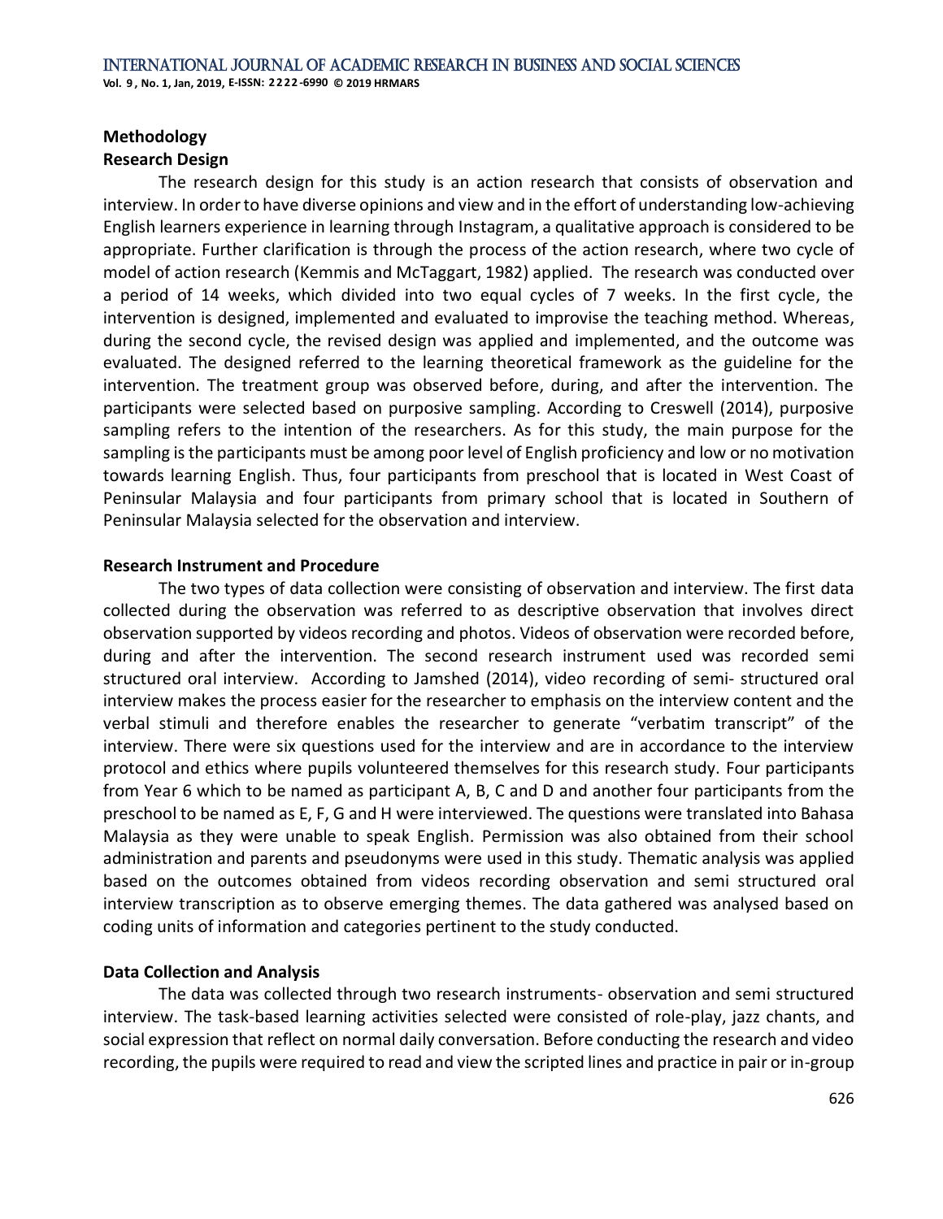## Methodology

### Research Design

The research design for this study is an action research that consists of observation and interview. In order to have diverse opinions and view and in the effort of understanding low-achieving English learners experience in learning through Instagram, a qualitative approach is considered to be appropriate. Further clarification is through the process of the action research, where two cycle of model of action research (Kemmis and McTaggart, 1982) applied. The research was conducted over a period of 14 weeks, which divided into two equal cycles of 7 weeks. In the first cycle, the intervention is designed, implemented and evaluated to improvise the teaching method. Whereas, during the second cycle, the revised design was applied and implemented, and the outcome was evaluated. The designed referred to the learning theoretical framework as the guideline for the intervention. The treatment group was observed before, during, and after the intervention. The participants were selected based on purposive sampling. According to Creswell (2014), purposive sampling refers to the intention of the researchers. As for this study, the main purpose for the sampling is the participants must be among poor level of English proficiency and low or no motivation towards learning English. Thus, four participants from preschool that is located in West Coast of Peninsular Malaysia and four participants from primary school that is located in Southern of Peninsular Malaysia selected for the observation and interview.

### Research Instrument and Procedure

The two types of data collection were consisting of observation and interview. The first data collected during the observation was referred to as descriptive observation that involves direct observation supported by videos recording and photos. Videos of observation were recorded before, during and after the intervention. The second research instrument used was recorded semi structured oral interview. According to Jamshed (2014), video recording of semi- structured oral interview makes the process easier for the researcher to emphasis on the interview content and the verbal stimuli and therefore enables the researcher to generate "verbatim transcript" of the interview. There were six questions used for the interview and are in accordance to the interview protocol and ethics where pupils volunteered themselves for this research study. Four participants from Year 6 which to be named as participant A, B, C and D and another four participants from the preschool to be named as E, F, G and H were interviewed. The questions were translated into Bahasa Malaysia as they were unable to speak English. Permission was also obtained from their school administration and parents and pseudonyms were used in this study. Thematic analysis was applied based on the outcomes obtained from videos recording observation and semi structured oral interview transcription as to observe emerging themes. The data gathered was analysed based on coding units of information and categories pertinent to the study conducted.

### Data Collection and Analysis

The data was collected through two research instruments- observation and semi structured interview. The task-based learning activities selected were consisted of role-play, jazz chants, and social expression that reflect on normal daily conversation. Before conducting the research and video recording, the pupils were required to read and view the scripted lines and practice in pair or in-group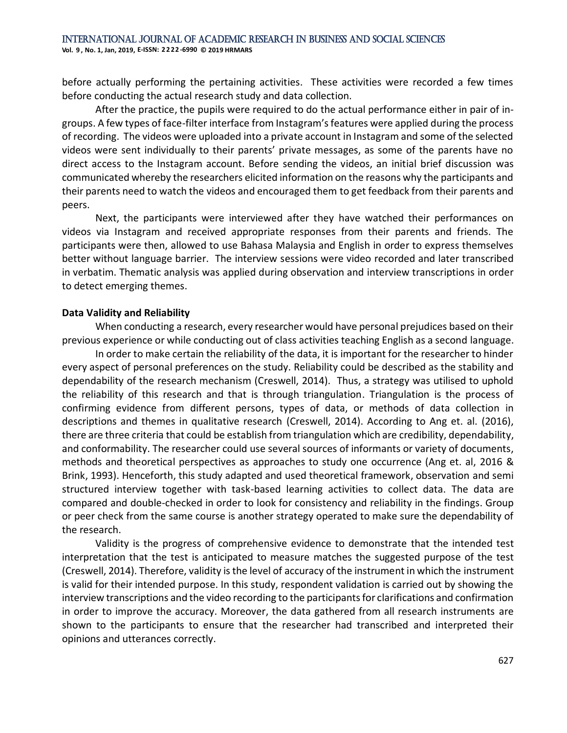before actually performing the pertaining activities. These activities were recorded a few times before conducting the actual research study and data collection.

After the practice, the pupils were required to do the actual performance either in pair of in-groups. A few types of face-filter interface from Instagram's features were applied during the process of recording. The videos were uploaded into a private account in Instagram and some of the selected videos were sent individually to their parents' private messages, as some of the parents have no direct access to the Instagram account. Before sending the videos, an initial brief discussion was communicated whereby the researchers elicited information on the reasons why the participants and their parents need to watch the videos and encouraged them to get feedback from their parents and peers.

Next, the participants were interviewed after they have watched their performances on videos via Instagram and received appropriate responses from their parents and friends. The participants were then, allowed to use Bahasa Malaysia and English in order to express themselves better without language barrier. The interview sessions were video recorded and later transcribed in verbatim. Thematic analysis was applied during observation and interview transcriptions in order to detect emerging themes.

**Data Validity and Reliability**

When conducting a research, every researcher would have personal prejudices based on their previous experience or while conducting out of class activities teaching English as a second language.

In order to make certain the reliability of the data, it is important for the researcher to hinder every aspect of personal preferences on the study. Reliability could be described as the stability and dependability of the research mechanism (Creswell, 2014). Thus, a strategy was utilised to uphold the reliability of this research and that is through triangulation. Triangulation is the process of confirming evidence from different persons, types of data, or methods of data collection in descriptions and themes in qualitative research (Creswell, 2014). According to Ang et. al. (2016), there are three criteria that could be establish from triangulation which are credibility, dependability, and conformability. The researcher could use several sources of informants or variety of documents, methods and theoretical perspectives as approaches to study one occurrence (Ang et. al, 2016 & Brink, 1993). Henceforth, this study adapted and used theoretical framework, observation and semi structured interview together with task-based learning activities to collect data. The data are compared and double-checked in order to look for consistency and reliability in the findings. Group or peer check from the same course is another strategy operated to make sure the dependability of the research.

Validity is the progress of comprehensive evidence to demonstrate that the intended test interpretation that the test is anticipated to measure matches the suggested purpose of the test (Creswell, 2014). Therefore, validity is the level of accuracy of the instrument in which the instrument is valid for their intended purpose. In this study, respondent validation is carried out by showing the interview transcriptions and the video recording to the participants for clarifications and confirmation in order to improve the accuracy. Moreover, the data gathered from all research instruments are shown to the participants to ensure that the researcher had transcribed and interpreted their opinions and utterances correctly.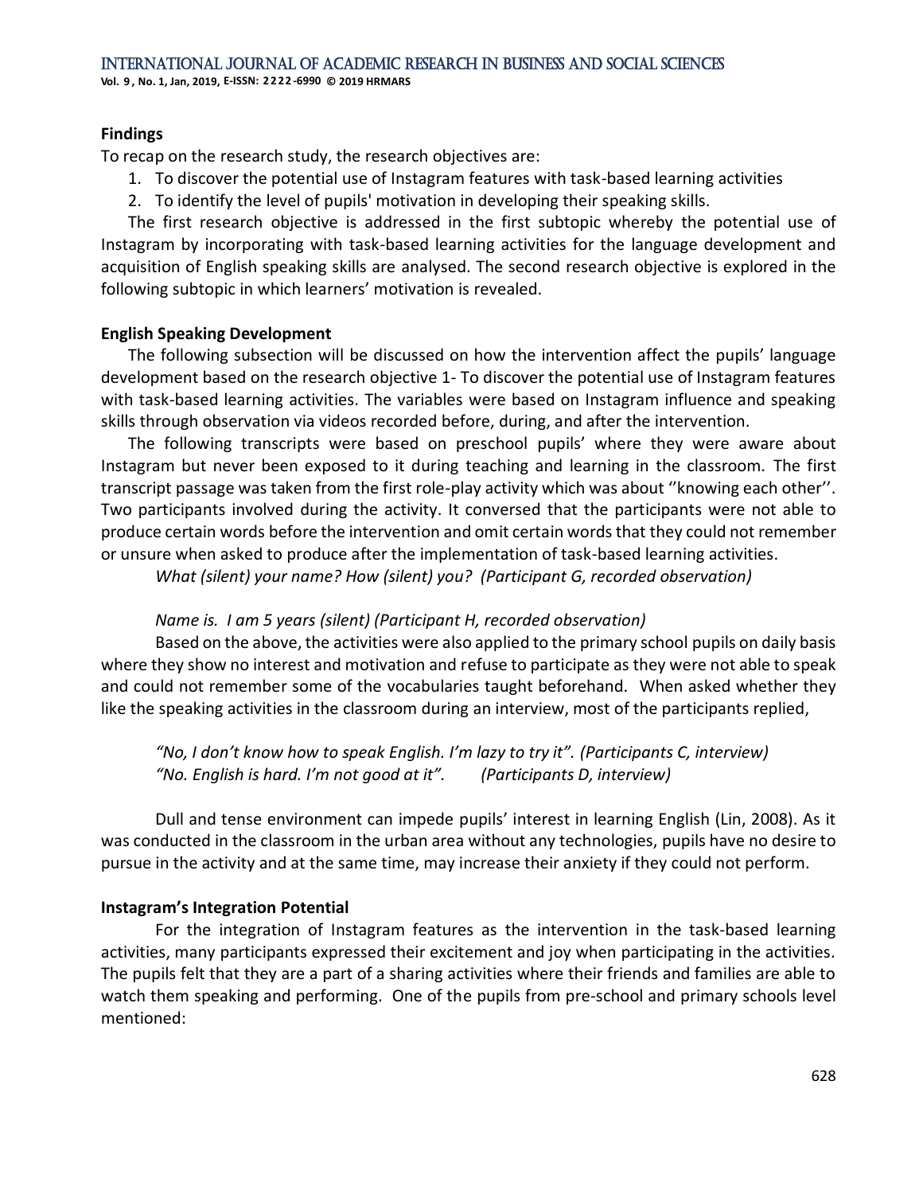**Findings**

To recap on the research study, the research objectives are:

1. To discover the potential use of Instagram features with task-based learning activities
2. To identify the level of pupils' motivation in developing their speaking skills.

The first research objective is addressed in the first subtopic whereby the potential use of Instagram by incorporating with task-based learning activities for the language development and acquisition of English speaking skills are analysed. The second research objective is explored in the following subtopic in which learners' motivation is revealed.

**English Speaking Development**

The following subsection will be discussed on how the intervention affect the pupils' language development based on the research objective 1- To discover the potential use of Instagram features with task-based learning activities. The variables were based on Instagram influence and speaking skills through observation via videos recorded before, during, and after the intervention.

The following transcripts were based on preschool pupils' where they were aware about Instagram but never been exposed to it during teaching and learning in the classroom. The first transcript passage was taken from the first role-play activity which was about ''knowing each other''. Two participants involved during the activity. It conversed that the participants were not able to produce certain words before the intervention and omit certain words that they could not remember or unsure when asked to produce after the implementation of task-based learning activities.

*What (silent) your name? How (silent) you? (Participant G, recorded observation)*

*Name is. I am 5 years (silent) (Participant H, recorded observation)*

Based on the above, the activities were also applied to the primary school pupils on daily basis where they show no interest and motivation and refuse to participate as they were not able to speak and could not remember some of the vocabularies taught beforehand. When asked whether they like the speaking activities in the classroom during an interview, most of the participants replied,

*"No, I don't know how to speak English. I'm lazy to try it". (Participants C, interview)*
*"No. English is hard. I'm not good at it". (Participants D, interview)*

Dull and tense environment can impede pupils' interest in learning English (Lin, 2008). As it was conducted in the classroom in the urban area without any technologies, pupils have no desire to pursue in the activity and at the same time, may increase their anxiety if they could not perform.

**Instagram's Integration Potential**

For the integration of Instagram features as the intervention in the task-based learning activities, many participants expressed their excitement and joy when participating in the activities. The pupils felt that they are a part of a sharing activities where their friends and families are able to watch them speaking and performing. One of the pupils from pre-school and primary schools level mentioned: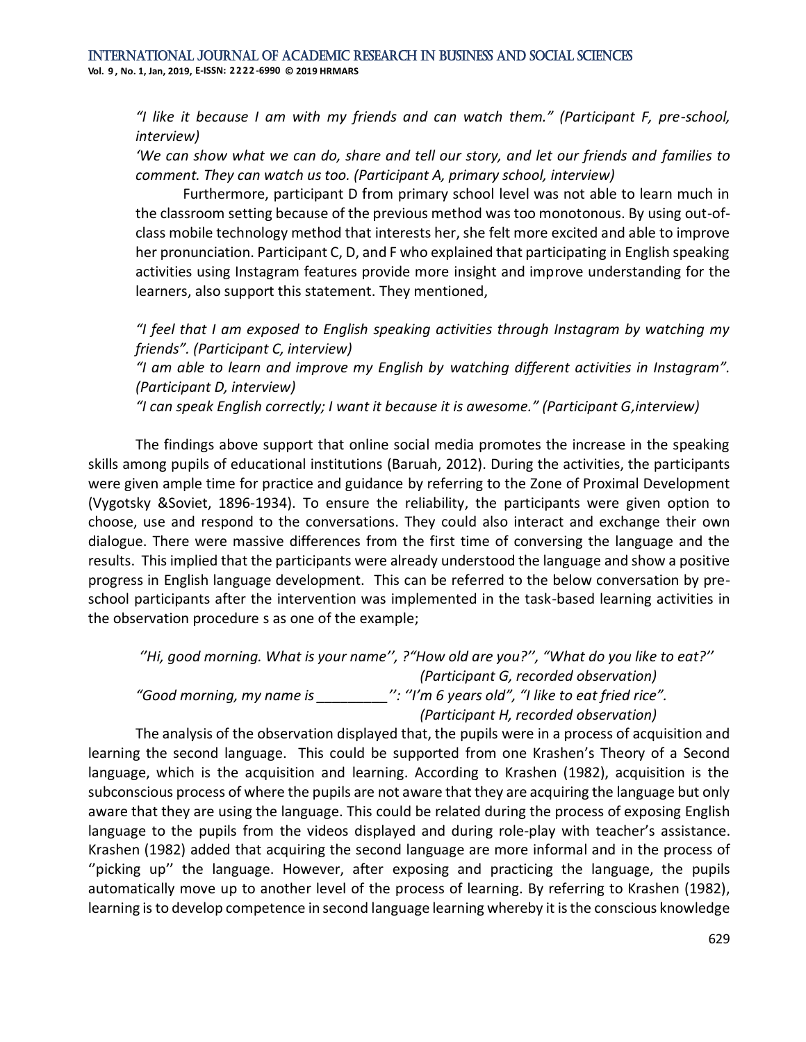*"I like it because I am with my friends and can watch them." (Participant F, pre-school, interview)*

*'We can show what we can do, share and tell our story, and let our friends and families to comment. They can watch us too. (Participant A, primary school, interview)*

Furthermore, participant D from primary school level was not able to learn much in the classroom setting because of the previous method was too monotonous. By using out-of-class mobile technology method that interests her, she felt more excited and able to improve her pronunciation. Participant C, D, and F who explained that participating in English speaking activities using Instagram features provide more insight and improve understanding for the learners, also support this statement. They mentioned,

*"I feel that I am exposed to English speaking activities through Instagram by watching my friends". (Participant C, interview)*

*"I am able to learn and improve my English by watching different activities in Instagram". (Participant D, interview)*

*"I can speak English correctly; I want it because it is awesome." (Participant G,interview)*

The findings above support that online social media promotes the increase in the speaking skills among pupils of educational institutions (Baruah, 2012). During the activities, the participants were given ample time for practice and guidance by referring to the Zone of Proximal Development (Vygotsky &Soviet, 1896-1934). To ensure the reliability, the participants were given option to choose, use and respond to the conversations. They could also interact and exchange their own dialogue. There were massive differences from the first time of conversing the language and the results. This implied that the participants were already understood the language and show a positive progress in English language development. This can be referred to the below conversation by pre-school participants after the intervention was implemented in the task-based learning activities in the observation procedure s as one of the example;

*''Hi, good morning. What is your name'', ?"How old are you?'', "What do you like to eat?''*
*(Participant G, recorded observation)*

*"Good morning, my name is _________'': ''I'm 6 years old", "I like to eat fried rice".*
*(Participant H, recorded observation)*

The analysis of the observation displayed that, the pupils were in a process of acquisition and learning the second language. This could be supported from one Krashen's Theory of a Second language, which is the acquisition and learning. According to Krashen (1982), acquisition is the subconscious process of where the pupils are not aware that they are acquiring the language but only aware that they are using the language. This could be related during the process of exposing English language to the pupils from the videos displayed and during role-play with teacher's assistance. Krashen (1982) added that acquiring the second language are more informal and in the process of ''picking up'' the language. However, after exposing and practicing the language, the pupils automatically move up to another level of the process of learning. By referring to Krashen (1982), learning is to develop competence in second language learning whereby it is the conscious knowledge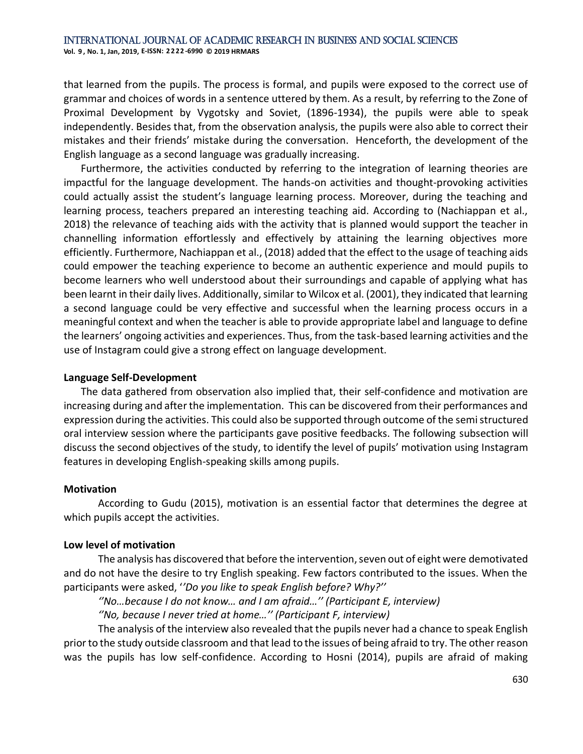that learned from the pupils. The process is formal, and pupils were exposed to the correct use of grammar and choices of words in a sentence uttered by them. As a result, by referring to the Zone of Proximal Development by Vygotsky and Soviet, (1896-1934), the pupils were able to speak independently. Besides that, from the observation analysis, the pupils were also able to correct their mistakes and their friends' mistake during the conversation. Henceforth, the development of the English language as a second language was gradually increasing.

Furthermore, the activities conducted by referring to the integration of learning theories are impactful for the language development. The hands-on activities and thought-provoking activities could actually assist the student's language learning process. Moreover, during the teaching and learning process, teachers prepared an interesting teaching aid. According to (Nachiappan et al., 2018) the relevance of teaching aids with the activity that is planned would support the teacher in channelling information effortlessly and effectively by attaining the learning objectives more efficiently. Furthermore, Nachiappan et al., (2018) added that the effect to the usage of teaching aids could empower the teaching experience to become an authentic experience and mould pupils to become learners who well understood about their surroundings and capable of applying what has been learnt in their daily lives. Additionally, similar to Wilcox et al. (2001), they indicated that learning a second language could be very effective and successful when the learning process occurs in a meaningful context and when the teacher is able to provide appropriate label and language to define the learners' ongoing activities and experiences. Thus, from the task-based learning activities and the use of Instagram could give a strong effect on language development.

**Language Self-Development**

The data gathered from observation also implied that, their self-confidence and motivation are increasing during and after the implementation. This can be discovered from their performances and expression during the activities. This could also be supported through outcome of the semi structured oral interview session where the participants gave positive feedbacks. The following subsection will discuss the second objectives of the study, to identify the level of pupils' motivation using Instagram features in developing English-speaking skills among pupils.

**Motivation**

According to Gudu (2015), motivation is an essential factor that determines the degree at which pupils accept the activities.

**Low level of motivation**

The analysis has discovered that before the intervention, seven out of eight were demotivated and do not have the desire to try English speaking. Few factors contributed to the issues. When the participants were asked, '*'Do you like to speak English before? Why?'*'

*''No…because I do not know… and I am afraid…'' (Participant E, interview)*

*''No, because I never tried at home…'' (Participant F, interview)*

The analysis of the interview also revealed that the pupils never had a chance to speak English prior to the study outside classroom and that lead to the issues of being afraid to try. The other reason was the pupils has low self-confidence. According to Hosni (2014), pupils are afraid of making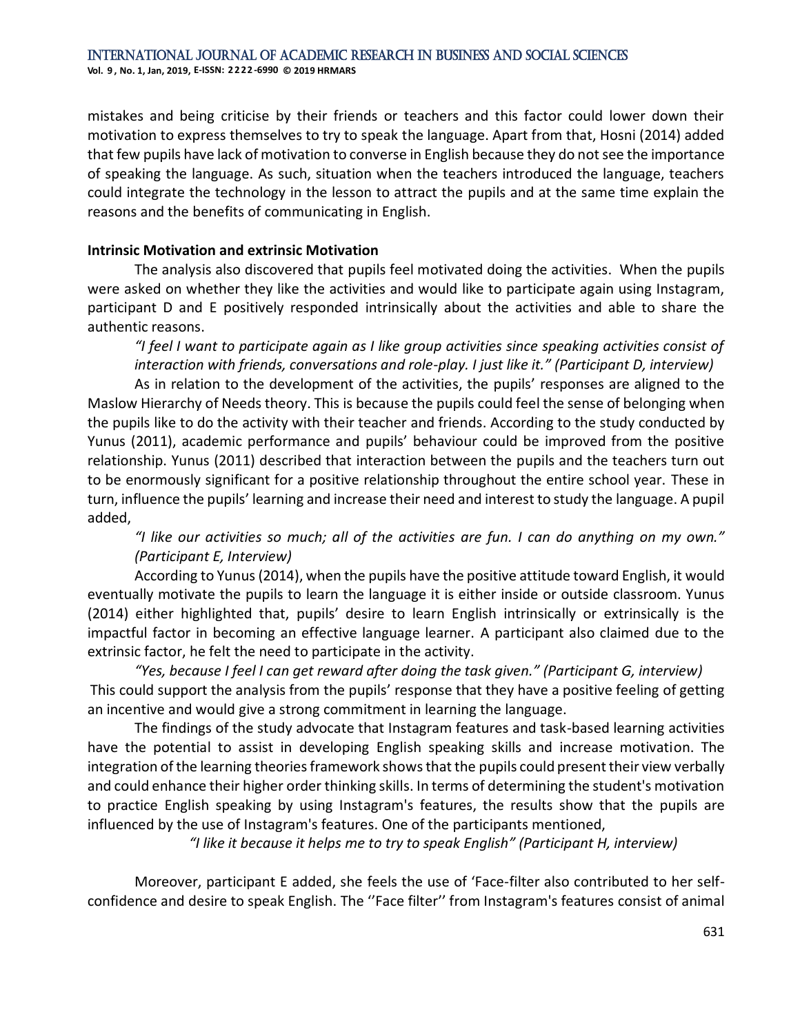mistakes and being criticise by their friends or teachers and this factor could lower down their motivation to express themselves to try to speak the language. Apart from that, Hosni (2014) added that few pupils have lack of motivation to converse in English because they do not see the importance of speaking the language. As such, situation when the teachers introduced the language, teachers could integrate the technology in the lesson to attract the pupils and at the same time explain the reasons and the benefits of communicating in English.

**Intrinsic Motivation and extrinsic Motivation**

The analysis also discovered that pupils feel motivated doing the activities. When the pupils were asked on whether they like the activities and would like to participate again using Instagram, participant D and E positively responded intrinsically about the activities and able to share the authentic reasons.

*"I feel I want to participate again as I like group activities since speaking activities consist of interaction with friends, conversations and role-play. I just like it." (Participant D, interview)*

As in relation to the development of the activities, the pupils' responses are aligned to the Maslow Hierarchy of Needs theory. This is because the pupils could feel the sense of belonging when the pupils like to do the activity with their teacher and friends. According to the study conducted by Yunus (2011), academic performance and pupils' behaviour could be improved from the positive relationship. Yunus (2011) described that interaction between the pupils and the teachers turn out to be enormously significant for a positive relationship throughout the entire school year. These in turn, influence the pupils' learning and increase their need and interest to study the language. A pupil added,

*"I like our activities so much; all of the activities are fun. I can do anything on my own." (Participant E, Interview)*

According to Yunus (2014), when the pupils have the positive attitude toward English, it would eventually motivate the pupils to learn the language it is either inside or outside classroom. Yunus (2014) either highlighted that, pupils' desire to learn English intrinsically or extrinsically is the impactful factor in becoming an effective language learner. A participant also claimed due to the extrinsic factor, he felt the need to participate in the activity.

*"Yes, because I feel I can get reward after doing the task given." (Participant G, interview)*

This could support the analysis from the pupils' response that they have a positive feeling of getting an incentive and would give a strong commitment in learning the language.

The findings of the study advocate that Instagram features and task-based learning activities have the potential to assist in developing English speaking skills and increase motivation. The integration of the learning theories framework shows that the pupils could present their view verbally and could enhance their higher order thinking skills. In terms of determining the student's motivation to practice English speaking by using Instagram's features, the results show that the pupils are influenced by the use of Instagram's features. One of the participants mentioned,

*"I like it because it helps me to try to speak English" (Participant H, interview)*

Moreover, participant E added, she feels the use of 'Face-filter also contributed to her self-confidence and desire to speak English. The ''Face filter'' from Instagram's features consist of animal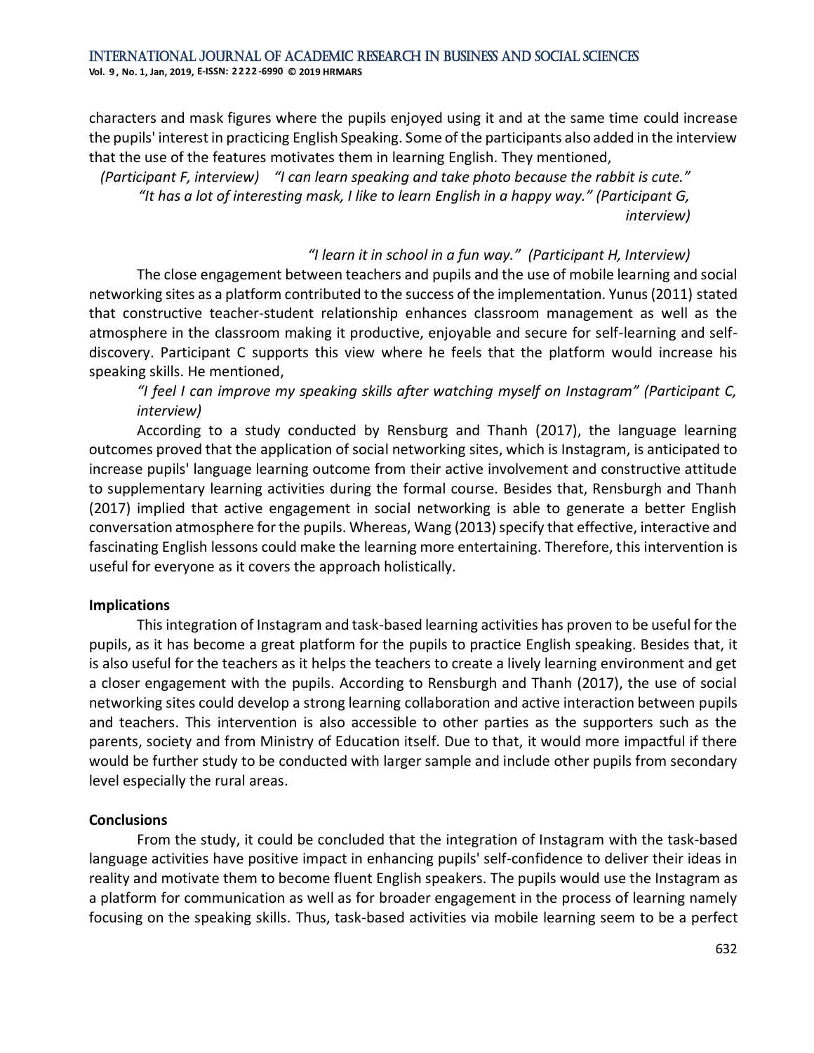characters and mask figures where the pupils enjoyed using it and at the same time could increase the pupils' interest in practicing English Speaking. Some of the participants also added in the interview that the use of the features motivates them in learning English. They mentioned,

*(Participant F, interview) "I can learn speaking and take photo because the rabbit is cute."*

*"It has a lot of interesting mask, I like to learn English in a happy way." (Participant G, interview)*

*"I learn it in school in a fun way." (Participant H, Interview)*

The close engagement between teachers and pupils and the use of mobile learning and social networking sites as a platform contributed to the success of the implementation. Yunus (2011) stated that constructive teacher-student relationship enhances classroom management as well as the atmosphere in the classroom making it productive, enjoyable and secure for self-learning and self-discovery. Participant C supports this view where he feels that the platform would increase his speaking skills. He mentioned,

*"I feel I can improve my speaking skills after watching myself on Instagram" (Participant C, interview)*

According to a study conducted by Rensburg and Thanh (2017), the language learning outcomes proved that the application of social networking sites, which is Instagram, is anticipated to increase pupils' language learning outcome from their active involvement and constructive attitude to supplementary learning activities during the formal course. Besides that, Rensburgh and Thanh (2017) implied that active engagement in social networking is able to generate a better English conversation atmosphere for the pupils. Whereas, Wang (2013) specify that effective, interactive and fascinating English lessons could make the learning more entertaining. Therefore, this intervention is useful for everyone as it covers the approach holistically.

**Implications**

This integration of Instagram and task-based learning activities has proven to be useful for the pupils, as it has become a great platform for the pupils to practice English speaking. Besides that, it is also useful for the teachers as it helps the teachers to create a lively learning environment and get a closer engagement with the pupils. According to Rensburgh and Thanh (2017), the use of social networking sites could develop a strong learning collaboration and active interaction between pupils and teachers. This intervention is also accessible to other parties as the supporters such as the parents, society and from Ministry of Education itself. Due to that, it would more impactful if there would be further study to be conducted with larger sample and include other pupils from secondary level especially the rural areas.

**Conclusions**

From the study, it could be concluded that the integration of Instagram with the task-based language activities have positive impact in enhancing pupils' self-confidence to deliver their ideas in reality and motivate them to become fluent English speakers. The pupils would use the Instagram as a platform for communication as well as for broader engagement in the process of learning namely focusing on the speaking skills. Thus, task-based activities via mobile learning seem to be a perfect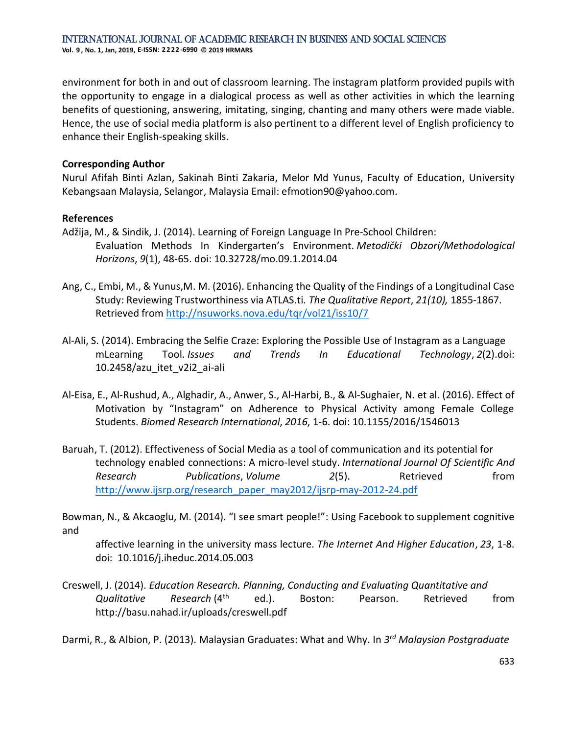environment for both in and out of classroom learning. The instagram platform provided pupils with the opportunity to engage in a dialogical process as well as other activities in which the learning benefits of questioning, answering, imitating, singing, chanting and many others were made viable. Hence, the use of social media platform is also pertinent to a different level of English proficiency to enhance their English-speaking skills.

**Corresponding Author**

Nurul Afifah Binti Azlan, Sakinah Binti Zakaria, Melor Md Yunus, Faculty of Education, University Kebangsaan Malaysia, Selangor, Malaysia Email: efmotion90@yahoo.com.

**References**

Adžija, M., & Sindik, J. (2014). Learning of Foreign Language In Pre-School Children: Evaluation Methods In Kindergarten's Environment. *Metodički Obzori/Methodological Horizons*, *9*(1), 48-65. doi: 10.32728/mo.09.1.2014.04

Ang, C., Embi, M., & Yunus,M. M. (2016). Enhancing the Quality of the Findings of a Longitudinal Case Study: Reviewing Trustworthiness via ATLAS.ti. *The Qualitative Report*, *21(10),* 1855-1867. Retrieved from http://nsuworks.nova.edu/tqr/vol21/iss10/7

Al-Ali, S. (2014). Embracing the Selfie Craze: Exploring the Possible Use of Instagram as a Language mLearning Tool. *Issues and Trends In Educational Technology*, *2*(2).doi: 10.2458/azu_itet_v2i2_ai-ali

Al-Eisa, E., Al-Rushud, A., Alghadir, A., Anwer, S., Al-Harbi, B., & Al-Sughaier, N. et al. (2016). Effect of Motivation by "Instagram" on Adherence to Physical Activity among Female College Students. *Biomed Research International*, *2016*, 1-6. doi: 10.1155/2016/1546013

Baruah, T. (2012). Effectiveness of Social Media as a tool of communication and its potential for technology enabled connections: A micro-level study. *International Journal Of Scientific And Research Publications*, *Volume 2*(5). Retrieved from http://www.ijsrp.org/research_paper_may2012/ijsrp-may-2012-24.pdf

Bowman, N., & Akcaoglu, M. (2014). "I see smart people!": Using Facebook to supplement cognitive and affective learning in the university mass lecture. *The Internet And Higher Education*, *23*, 1-8. doi: 10.1016/j.iheduc.2014.05.003

Creswell, J. (2014). *Education Research. Planning, Conducting and Evaluating Quantitative and Qualitative Research* (4th ed.). Boston: Pearson. Retrieved from http://basu.nahad.ir/uploads/creswell.pdf

Darmi, R., & Albion, P. (2013). Malaysian Graduates: What and Why. In *3rd Malaysian Postgraduate*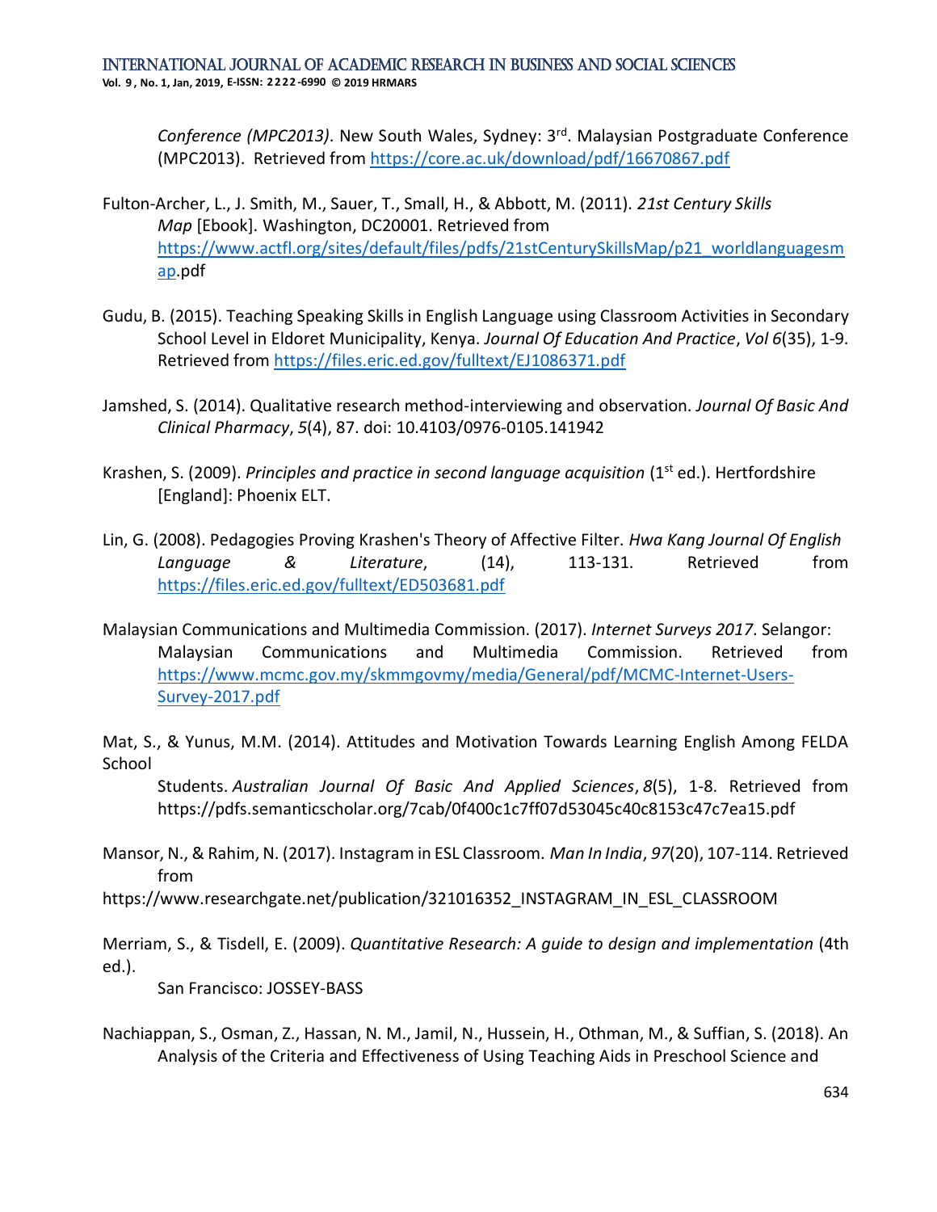*Conference (MPC2013)*. New South Wales, Sydney: 3rd. Malaysian Postgraduate Conference (MPC2013). Retrieved from https://core.ac.uk/download/pdf/16670867.pdf

Fulton-Archer, L., J. Smith, M., Sauer, T., Small, H., & Abbott, M. (2011). *21st Century Skills Map* [Ebook]. Washington, DC20001. Retrieved from https://www.actfl.org/sites/default/files/pdfs/21stCenturySkillsMap/p21_worldlanguagesmap.pdf

Gudu, B. (2015). Teaching Speaking Skills in English Language using Classroom Activities in Secondary School Level in Eldoret Municipality, Kenya. *Journal Of Education And Practice*, *Vol 6*(35), 1-9. Retrieved from https://files.eric.ed.gov/fulltext/EJ1086371.pdf

Jamshed, S. (2014). Qualitative research method-interviewing and observation. *Journal Of Basic And Clinical Pharmacy*, *5*(4), 87. doi: 10.4103/0976-0105.141942

Krashen, S. (2009). *Principles and practice in second language acquisition* (1st ed.). Hertfordshire [England]: Phoenix ELT.

Lin, G. (2008). Pedagogies Proving Krashen's Theory of Affective Filter. *Hwa Kang Journal Of English Language & Literature*, (14), 113-131. Retrieved from https://files.eric.ed.gov/fulltext/ED503681.pdf

Malaysian Communications and Multimedia Commission. (2017). *Internet Surveys 2017*. Selangor: Malaysian Communications and Multimedia Commission. Retrieved from https://www.mcmc.gov.my/skmmgovmy/media/General/pdf/MCMC-Internet-Users-Survey-2017.pdf

Mat, S., & Yunus, M.M. (2014). Attitudes and Motivation Towards Learning English Among FELDA School Students. *Australian Journal Of Basic And Applied Sciences*, *8*(5), 1-8. Retrieved from https://pdfs.semanticscholar.org/7cab/0f400c1c7ff07d53045c40c8153c47c7ea15.pdf

Mansor, N., & Rahim, N. (2017). Instagram in ESL Classroom. *Man In India*, *97*(20), 107-114. Retrieved from https://www.researchgate.net/publication/321016352_INSTAGRAM_IN_ESL_CLASSROOM

Merriam, S., & Tisdell, E. (2009). *Quantitative Research: A guide to design and implementation* (4th ed.). San Francisco: JOSSEY-BASS

Nachiappan, S., Osman, Z., Hassan, N. M., Jamil, N., Hussein, H., Othman, M., & Suffian, S. (2018). An Analysis of the Criteria and Effectiveness of Using Teaching Aids in Preschool Science and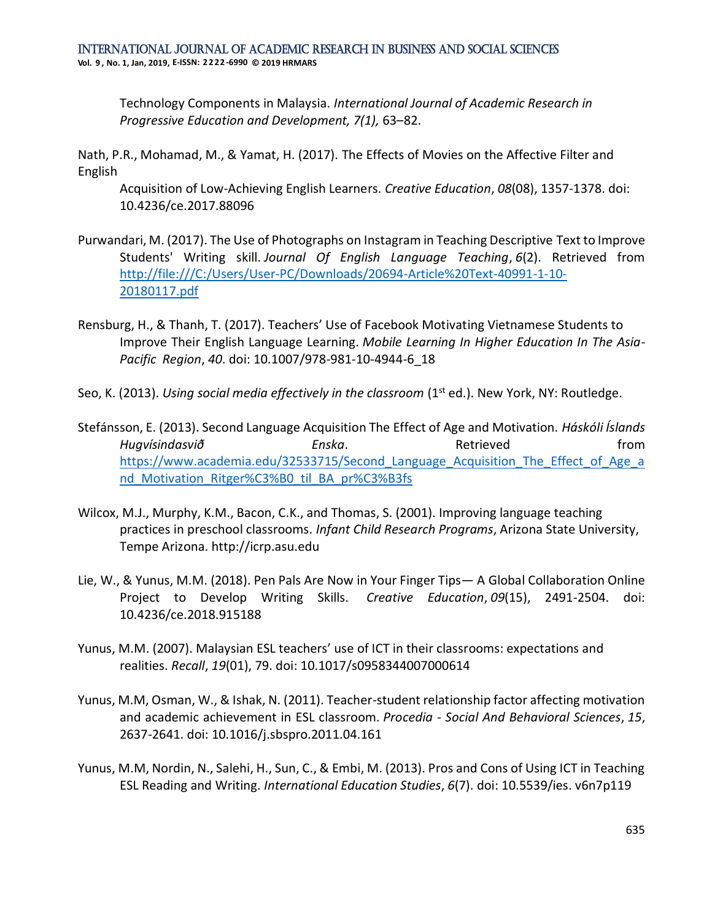Technology Components in Malaysia. *International Journal of Academic Research in Progressive Education and Development, 7(1),* 63–82.

Nath, P.R., Mohamad, M., & Yamat, H. (2017). The Effects of Movies on the Affective Filter and English Acquisition of Low-Achieving English Learners. *Creative Education*, *08*(08), 1357-1378. doi: 10.4236/ce.2017.88096

Purwandari, M. (2017). The Use of Photographs on Instagram in Teaching Descriptive Text to Improve Students' Writing skill. *Journal Of English Language Teaching*, *6*(2). Retrieved from http://file:///C:/Users/User-PC/Downloads/20694-Article%20Text-40991-1-10-20180117.pdf

Rensburg, H., & Thanh, T. (2017). Teachers' Use of Facebook Motivating Vietnamese Students to Improve Their English Language Learning. *Mobile Learning In Higher Education In The Asia-Pacific Region*, *40*. doi: 10.1007/978-981-10-4944-6_18

Seo, K. (2013). *Using social media effectively in the classroom* (1st ed.). New York, NY: Routledge.

Stefánsson, E. (2013). Second Language Acquisition The Effect of Age and Motivation. *Háskóli Íslands Hugvísindasvið Enska*. Retrieved from https://www.academia.edu/32533715/Second_Language_Acquisition_The_Effect_of_Age_and_Motivation_Ritger%C3%B0_til_BA_pr%C3%B3fs

Wilcox, M.J., Murphy, K.M., Bacon, C.K., and Thomas, S. (2001). Improving language teaching practices in preschool classrooms. *Infant Child Research Programs*, Arizona State University, Tempe Arizona. http://icrp.asu.edu

Lie, W., & Yunus, M.M. (2018). Pen Pals Are Now in Your Finger Tips— A Global Collaboration Online Project to Develop Writing Skills. *Creative Education*, *09*(15), 2491-2504. doi: 10.4236/ce.2018.915188

Yunus, M.M. (2007). Malaysian ESL teachers' use of ICT in their classrooms: expectations and realities. *Recall*, *19*(01), 79. doi: 10.1017/s0958344007000614

Yunus, M.M, Osman, W., & Ishak, N. (2011). Teacher-student relationship factor affecting motivation and academic achievement in ESL classroom. *Procedia - Social And Behavioral Sciences*, *15*, 2637-2641. doi: 10.1016/j.sbspro.2011.04.161

Yunus, M.M, Nordin, N., Salehi, H., Sun, C., & Embi, M. (2013). Pros and Cons of Using ICT in Teaching ESL Reading and Writing. *International Education Studies*, *6*(7). doi: 10.5539/ies. v6n7p119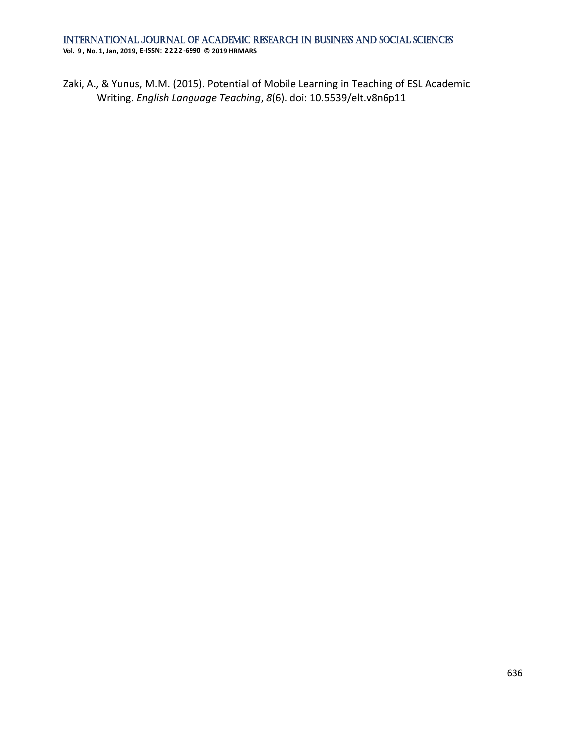Zaki, A., & Yunus, M.M. (2015). Potential of Mobile Learning in Teaching of ESL Academic Writing. *English Language Teaching*, *8*(6). doi: 10.5539/elt.v8n6p11